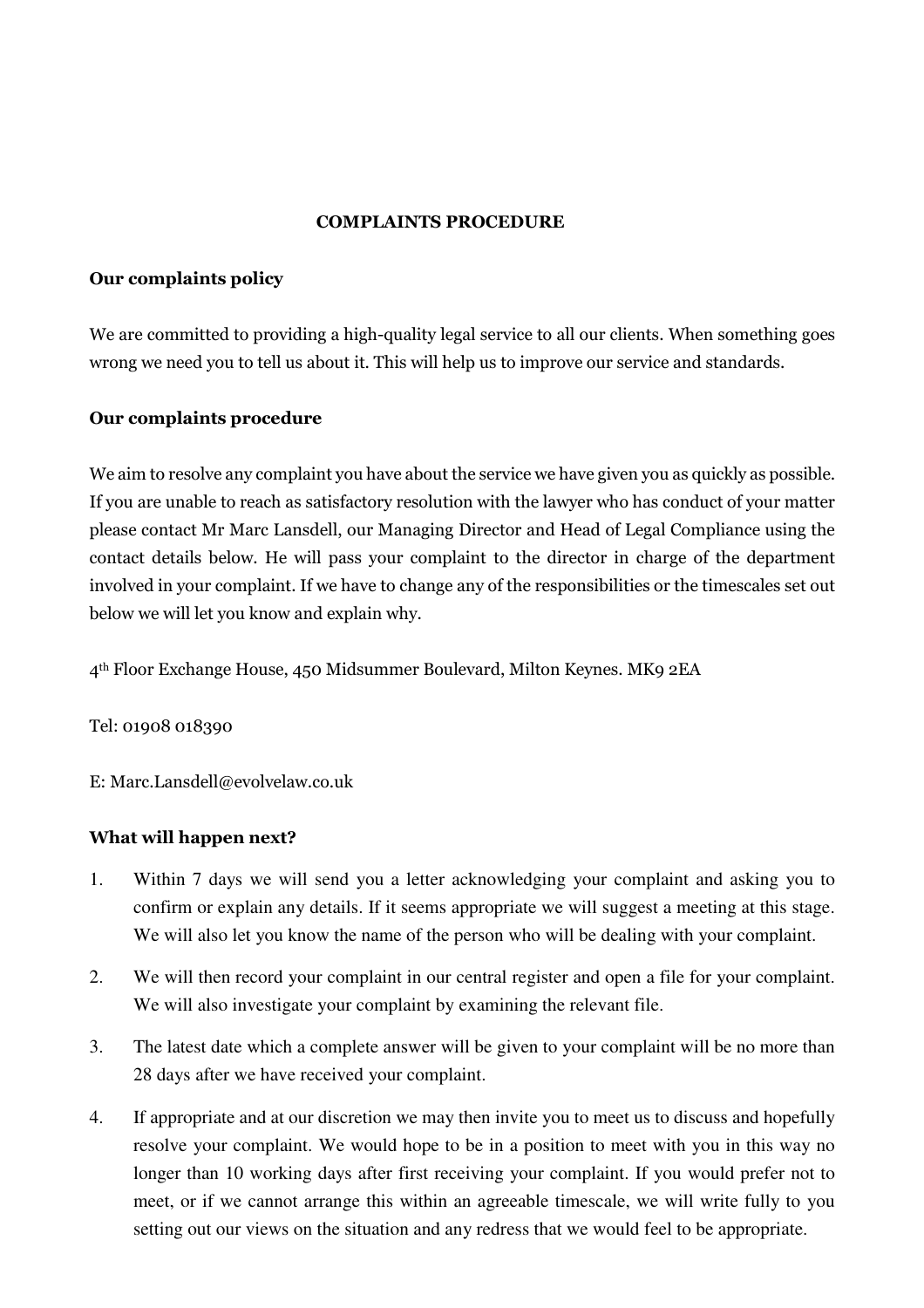# COMPLAINTS PROCEDURE

## Our complaints policy

We are committed to providing a high-quality legal service to all our clients. When something goes wrong we need you to tell us about it. This will help us to improve our service and standards.

## Our complaints procedure

We aim to resolve any complaint you have about the service we have given you as quickly as possible. If you are unable to reach as satisfactory resolution with the lawyer who has conduct of your matter please contact Mr Marc Lansdell, our Managing Director and Head of Legal Compliance using the contact details below. He will pass your complaint to the director in charge of the department involved in your complaint. If we have to change any of the responsibilities or the timescales set out below we will let you know and explain why.

4th Floor Exchange House, 450 Midsummer Boulevard, Milton Keynes. MK9 2EA

Tel: 01908 018390

E: Marc.Lansdell@evolvelaw.co.uk

## What will happen next?

1. Within 7 days we will send you a letter acknowledging your complaint and asking you to confirm or explain any details. If it seems appropriate we will suggest a meeting at this stage. We will also let you know the name of the person who will be dealing with your complaint.
2. We will then record your complaint in our central register and open a file for your complaint. We will also investigate your complaint by examining the relevant file.
3. The latest date which a complete answer will be given to your complaint will be no more than 28 days after we have received your complaint.
4. If appropriate and at our discretion we may then invite you to meet us to discuss and hopefully resolve your complaint. We would hope to be in a position to meet with you in this way no longer than 10 working days after first receiving your complaint. If you would prefer not to meet, or if we cannot arrange this within an agreeable timescale, we will write fully to you setting out our views on the situation and any redress that we would feel to be appropriate.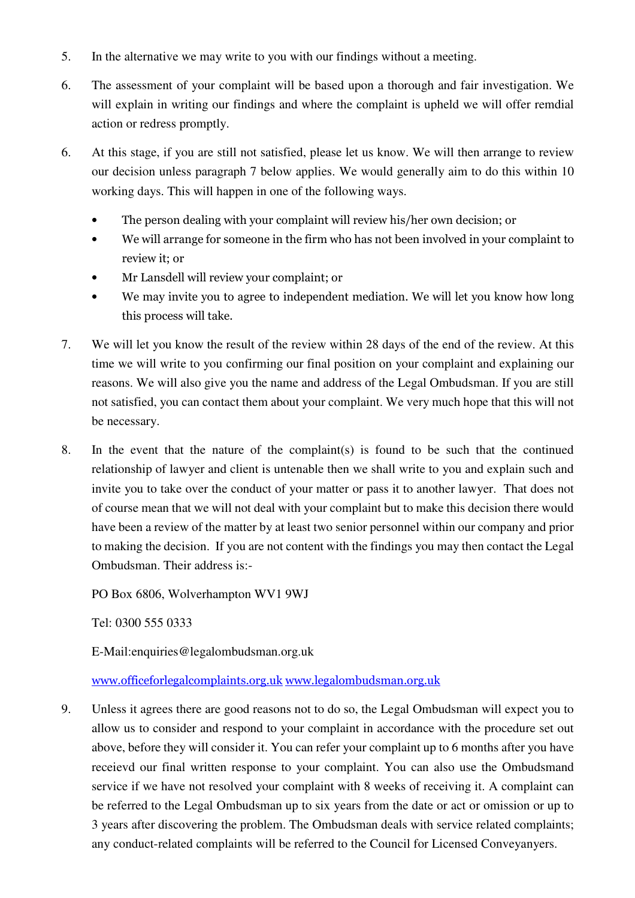5. In the alternative we may write to you with our findings without a meeting.

6. The assessment of your complaint will be based upon a thorough and fair investigation. We will explain in writing our findings and where the complaint is upheld we will offer remdial action or redress promptly.

6. At this stage, if you are still not satisfied, please let us know. We will then arrange to review our decision unless paragraph 7 below applies. We would generally aim to do this within 10 working days. This will happen in one of the following ways.

   - The person dealing with your complaint will review his/her own decision; or
   - We will arrange for someone in the firm who has not been involved in your complaint to review it; or
   - Mr Lansdell will review your complaint; or
   - We may invite you to agree to independent mediation. We will let you know how long this process will take.

7. We will let you know the result of the review within 28 days of the end of the review. At this time we will write to you confirming our final position on your complaint and explaining our reasons. We will also give you the name and address of the Legal Ombudsman. If you are still not satisfied, you can contact them about your complaint. We very much hope that this will not be necessary.

8. In the event that the nature of the complaint(s) is found to be such that the continued relationship of lawyer and client is untenable then we shall write to you and explain such and invite you to take over the conduct of your matter or pass it to another lawyer. That does not of course mean that we will not deal with your complaint but to make this decision there would have been a review of the matter by at least two senior personnel within our company and prior to making the decision. If you are not content with the findings you may then contact the Legal Ombudsman. Their address is:-

   PO Box 6806, Wolverhampton WV1 9WJ

   Tel: 0300 555 0333

   E-Mail:enquiries@legalombudsman.org.uk

   www.officeforlegalcomplaints.org.uk www.legalombudsman.org.uk

9. Unless it agrees there are good reasons not to do so, the Legal Ombudsman will expect you to allow us to consider and respond to your complaint in accordance with the procedure set out above, before they will consider it. You can refer your complaint up to 6 months after you have receievd our final written response to your complaint. You can also use the Ombudsmand service if we have not resolved your complaint with 8 weeks of receiving it. A complaint can be referred to the Legal Ombudsman up to six years from the date or act or omission or up to 3 years after discovering the problem. The Ombudsman deals with service related complaints; any conduct-related complaints will be referred to the Council for Licensed Conveyanyers.